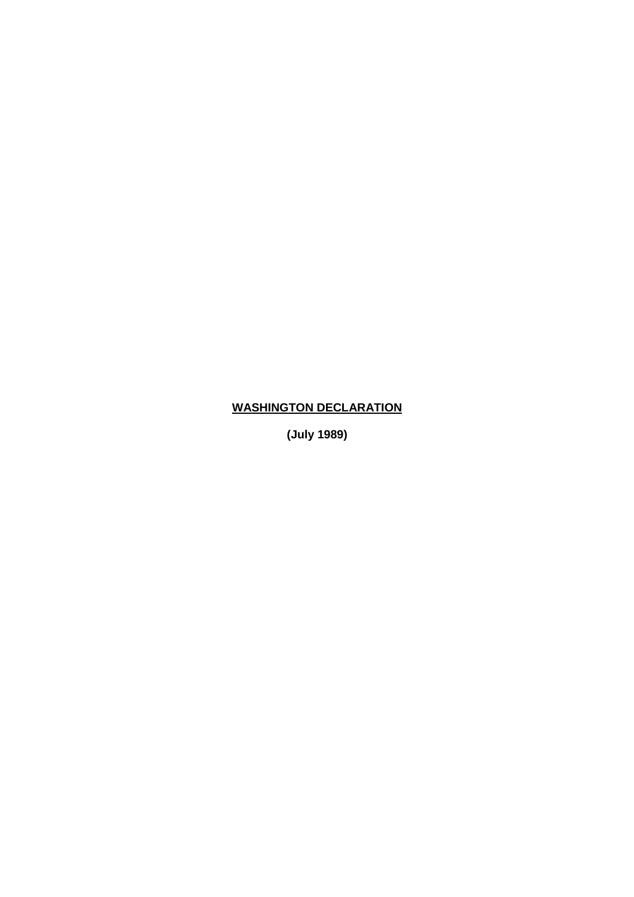# WASHINGTON DECLARATION

**(July 1989)**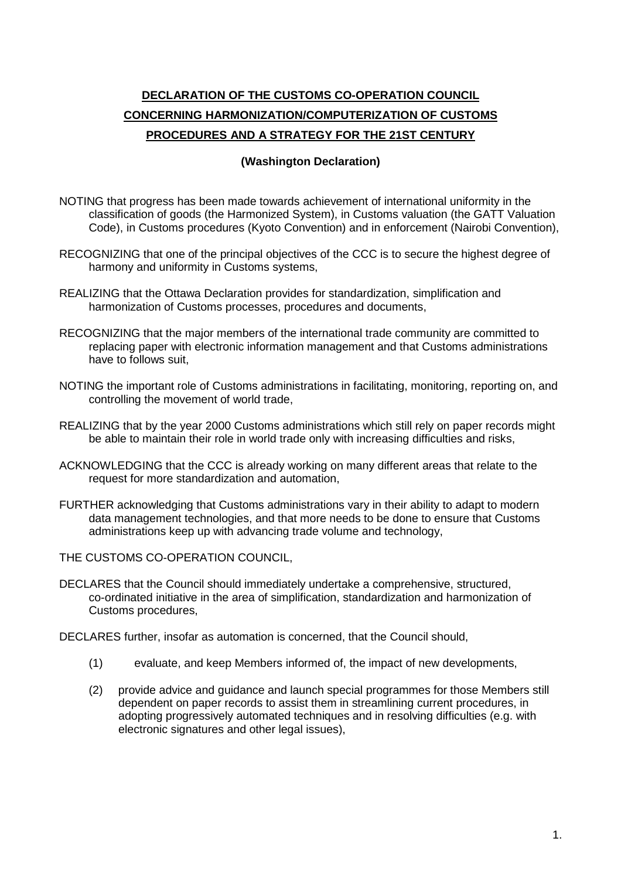**DECLARATION OF THE CUSTOMS CO-OPERATION COUNCIL**
**CONCERNING HARMONIZATION/COMPUTERIZATION OF CUSTOMS**
**PROCEDURES AND A STRATEGY FOR THE 21ST CENTURY**

**(Washington Declaration)**

NOTING that progress has been made towards achievement of international uniformity in the classification of goods (the Harmonized System), in Customs valuation (the GATT Valuation Code), in Customs procedures (Kyoto Convention) and in enforcement (Nairobi Convention),

RECOGNIZING that one of the principal objectives of the CCC is to secure the highest degree of harmony and uniformity in Customs systems,

REALIZING that the Ottawa Declaration provides for standardization, simplification and harmonization of Customs processes, procedures and documents,

RECOGNIZING that the major members of the international trade community are committed to replacing paper with electronic information management and that Customs administrations have to follows suit,

NOTING the important role of Customs administrations in facilitating, monitoring, reporting on, and controlling the movement of world trade,

REALIZING that by the year 2000 Customs administrations which still rely on paper records might be able to maintain their role in world trade only with increasing difficulties and risks,

ACKNOWLEDGING that the CCC is already working on many different areas that relate to the request for more standardization and automation,

FURTHER acknowledging that Customs administrations vary in their ability to adapt to modern data management technologies, and that more needs to be done to ensure that Customs administrations keep up with advancing trade volume and technology,

THE CUSTOMS CO-OPERATION COUNCIL,

DECLARES that the Council should immediately undertake a comprehensive, structured, co-ordinated initiative in the area of simplification, standardization and harmonization of Customs procedures,

DECLARES further, insofar as automation is concerned, that the Council should,

(1) evaluate, and keep Members informed of, the impact of new developments,

(2) provide advice and guidance and launch special programmes for those Members still dependent on paper records to assist them in streamlining current procedures, in adopting progressively automated techniques and in resolving difficulties (e.g. with electronic signatures and other legal issues),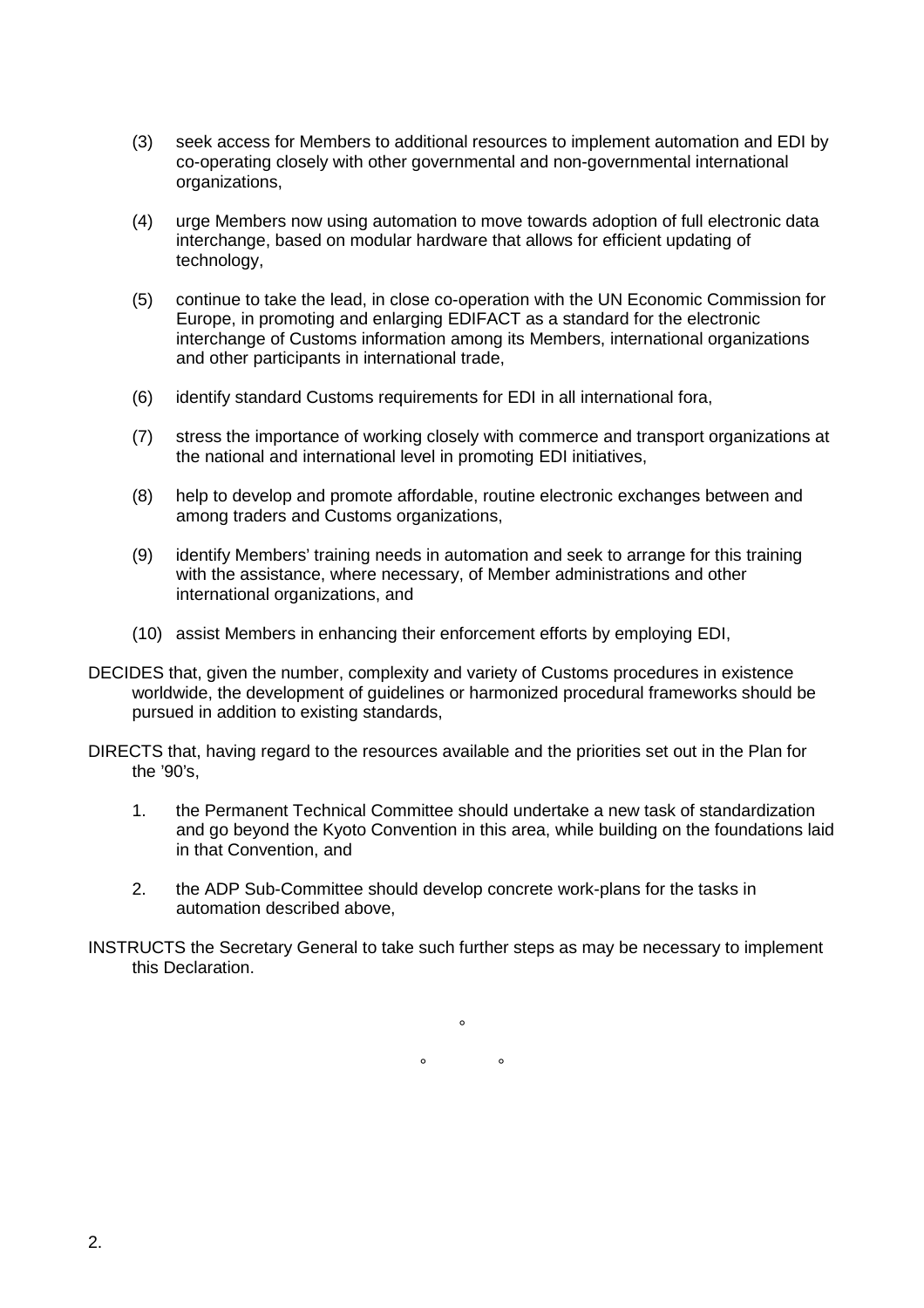(3) seek access for Members to additional resources to implement automation and EDI by co-operating closely with other governmental and non-governmental international organizations,

(4) urge Members now using automation to move towards adoption of full electronic data interchange, based on modular hardware that allows for efficient updating of technology,

(5) continue to take the lead, in close co-operation with the UN Economic Commission for Europe, in promoting and enlarging EDIFACT as a standard for the electronic interchange of Customs information among its Members, international organizations and other participants in international trade,

(6) identify standard Customs requirements for EDI in all international fora,

(7) stress the importance of working closely with commerce and transport organizations at the national and international level in promoting EDI initiatives,

(8) help to develop and promote affordable, routine electronic exchanges between and among traders and Customs organizations,

(9) identify Members' training needs in automation and seek to arrange for this training with the assistance, where necessary, of Member administrations and other international organizations, and

(10) assist Members in enhancing their enforcement efforts by employing EDI,

DECIDES that, given the number, complexity and variety of Customs procedures in existence worldwide, the development of guidelines or harmonized procedural frameworks should be pursued in addition to existing standards,

DIRECTS that, having regard to the resources available and the priorities set out in the Plan for the '90's,

1. the Permanent Technical Committee should undertake a new task of standardization and go beyond the Kyoto Convention in this area, while building on the foundations laid in that Convention, and

2. the ADP Sub-Committee should develop concrete work-plans for the tasks in automation described above,

INSTRUCTS the Secretary General to take such further steps as may be necessary to implement this Declaration.

°

° °